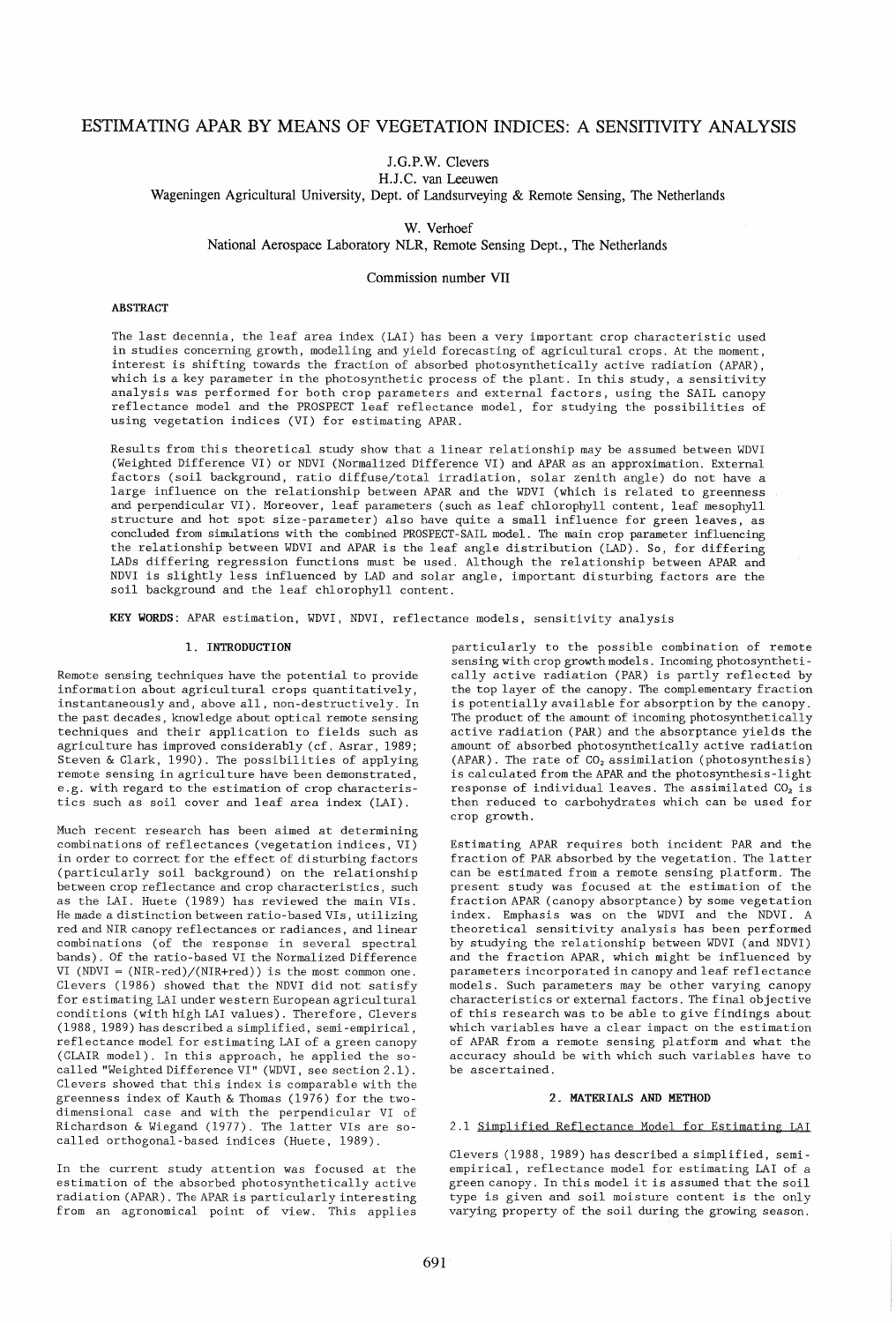# ESTIMATING APAR BY MEANS OF VEGETATION INDICES: A SENSITIVITY ANALYSIS

J.G.P.W. Clevers
H.J.C. van Leeuwen
Wageningen Agricultural University, Dept. of Landsurveying & Remote Sensing, The Netherlands

W. Verhoef
National Aerospace Laboratory NLR, Remote Sensing Dept., The Netherlands

Commission number VII

**ABSTRACT**

The last decennia, the leaf area index (LAI) has been a very important crop characteristic used in studies concerning growth, modelling and yield forecasting of agricultural crops. At the moment, interest is shifting towards the fraction of absorbed photosynthetically active radiation (APAR), which is a key parameter in the photosynthetic process of the plant. In this study, a sensitivity analysis was performed for both crop parameters and external factors, using the SAIL canopy reflectance model and the PROSPECT leaf reflectance model, for studying the possibilities of using vegetation indices (VI) for estimating APAR.

Results from this theoretical study show that a linear relationship may be assumed between WDVI (Weighted Difference VI) or NDVI (Normalized Difference VI) and APAR as an approximation. External factors (soil background, ratio diffuse/total irradiation, solar zenith angle) do not have a large influence on the relationship between APAR and the WDVI (which is related to greenness and perpendicular VI). Moreover, leaf parameters (such as leaf chlorophyll content, leaf mesophyll structure and hot spot size-parameter) also have quite a small influence for green leaves, as concluded from simulations with the combined PROSPECT-SAIL model. The main crop parameter influencing the relationship between WDVI and APAR is the leaf angle distribution (LAD). So, for differing LADs differing regression functions must be used. Although the relationship between APAR and NDVI is slightly less influenced by LAD and solar angle, important disturbing factors are the soil background and the leaf chlorophyll content.

**KEY WORDS**: APAR estimation, WDVI, NDVI, reflectance models, sensitivity analysis

## 1. INTRODUCTION

Remote sensing techniques have the potential to provide information about agricultural crops quantitatively, instantaneously and, above all, non-destructively. In the past decades, knowledge about optical remote sensing techniques and their application to fields such as agriculture has improved considerably (cf. Asrar, 1989; Steven & Clark, 1990). The possibilities of applying remote sensing in agriculture have been demonstrated, e.g. with regard to the estimation of crop characteristics such as soil cover and leaf area index (LAI).

Much recent research has been aimed at determining combinations of reflectances (vegetation indices, VI) in order to correct for the effect of disturbing factors (particularly soil background) on the relationship between crop reflectance and crop characteristics, such as the LAI. Huete (1989) has reviewed the main VIs. He made a distinction between ratio-based VIs, utilizing red and NIR canopy reflectances or radiances, and linear combinations (of the response in several spectral bands). Of the ratio-based VI the Normalized Difference VI (NDVI = (NIR-red)/(NIR+red)) is the most common one. Clevers (1986) showed that the NDVI did not satisfy for estimating LAI under western European agricultural conditions (with high LAI values). Therefore, Clevers (1988, 1989) has described a simplified, semi-empirical, reflectance model for estimating LAI of a green canopy (CLAIR model). In this approach, he applied the so-called "Weighted Difference VI" (WDVI, see section 2.1). Clevers showed that this index is comparable with the greenness index of Kauth & Thomas (1976) for the two-dimensional case and with the perpendicular VI of Richardson & Wiegand (1977). The latter VIs are so-called orthogonal-based indices (Huete, 1989).

In the current study attention was focused at the estimation of the absorbed photosynthetically active radiation (APAR). The APAR is particularly interesting from an agronomical point of view. This applies particularly to the possible combination of remote sensing with crop growth models. Incoming photosynthetically active radiation (PAR) is partly reflected by the top layer of the canopy. The complementary fraction is potentially available for absorption by the canopy. The product of the amount of incoming photosynthetically active radiation (PAR) and the absorptance yields the amount of absorbed photosynthetically active radiation (APAR). The rate of $CO_2$ assimilation (photosynthesis) is calculated from the APAR and the photosynthesis-light response of individual leaves. The assimilated $CO_2$ is then reduced to carbohydrates which can be used for crop growth.

Estimating APAR requires both incident PAR and the fraction of PAR absorbed by the vegetation. The latter can be estimated from a remote sensing platform. The present study was focused at the estimation of the fraction APAR (canopy absorptance) by some vegetation index. Emphasis was on the WDVI and the NDVI. A theoretical sensitivity analysis has been performed by studying the relationship between WDVI (and NDVI) and the fraction APAR, which might be influenced by parameters incorporated in canopy and leaf reflectance models. Such parameters may be other varying canopy characteristics or external factors. The final objective of this research was to be able to give findings about which variables have a clear impact on the estimation of APAR from a remote sensing platform and what the accuracy should be with which such variables have to be ascertained.

## 2. MATERIALS AND METHOD

### 2.1 Simplified Reflectance Model for Estimating LAI

Clevers (1988, 1989) has described a simplified, semi-empirical, reflectance model for estimating LAI of a green canopy. In this model it is assumed that the soil type is given and soil moisture content is the only varying property of the soil during the growing season.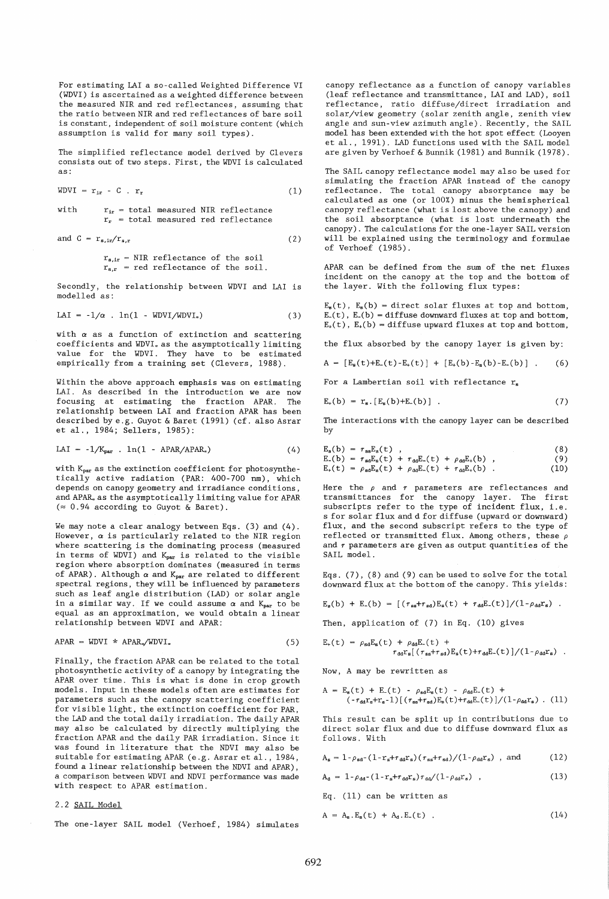For estimating LAI a so-called Weighted Difference VI (WDVI) is ascertained as a weighted difference between the measured NIR and red reflectances, assuming that the ratio between NIR and red reflectances of bare soil is constant, independent of soil moisture content (which assumption is valid for many soil types).

The simplified reflectance model derived by Clevers consists out of two steps. First, the WDVI is calculated as:

$$WDVI = r_{ir} - C \cdot r_r \tag{1}$$

with $r_{ir}$ = total measured NIR reflectance
$r_r$ = total measured red reflectance

$$\text{and } C = r_{s,ir}/r_{s,r} \tag{2}$$

$r_{s,ir}$ = NIR reflectance of the soil
$r_{s,r}$ = red reflectance of the soil.

Secondly, the relationship between WDVI and LAI is modelled as:

$$LAI = -1/\alpha \cdot \ln(1 - WDVI/WDVI_\infty) \tag{3}$$

with $\alpha$ as a function of extinction and scattering coefficients and $WDVI_\infty$ as the asymptotically limiting value for the WDVI. They have to be estimated empirically from a training set (Clevers, 1988).

Within the above approach emphasis was on estimating LAI. As described in the introduction we are now focusing at estimating the fraction APAR. The relationship between LAI and fraction APAR has been described by e.g. Guyot & Baret (1991) (cf. also Asrar et al., 1984; Sellers, 1985):

$$LAI = -1/K_{par} \cdot \ln(1 - APAR/APAR_\infty) \tag{4}$$

with $K_{par}$ as the extinction coefficient for photosynthetically active radiation (PAR: 400-700 nm), which depends on canopy geometry and irradiance conditions, and $APAR_\infty$ as the asymptotically limiting value for APAR ($\approx$ 0.94 according to Guyot & Baret).

We may note a clear analogy between Eqs. (3) and (4). However, $\alpha$ is particularly related to the NIR region where scattering is the dominating process (measured in terms of WDVI) and $K_{par}$ is related to the visible region where absorption dominates (measured in terms of APAR). Although $\alpha$ and $K_{par}$ are related to different spectral regions, they will be influenced by parameters such as leaf angle distribution (LAD) or solar angle in a similar way. If we could assume $\alpha$ and $K_{par}$ to be equal as an approximation, we would obtain a linear relationship between WDVI and APAR:

$$APAR = WDVI * APAR_\infty/WDVI_\infty \tag{5}$$

Finally, the fraction APAR can be related to the total photosynthetic activity of a canopy by integrating the APAR over time. This is what is done in crop growth models. Input in these models often are estimates for parameters such as the canopy scattering coefficient for visible light, the extinction coefficient for PAR, the LAD and the total daily irradiation. The daily APAR may also be calculated by directly multiplying the fraction APAR and the daily PAR irradiation. Since it was found in literature that the NDVI may also be suitable for estimating APAR (e.g. Asrar et al., 1984, found a linear relationship between the NDVI and APAR), a comparison between WDVI and NDVI performance was made with respect to APAR estimation.

## 2.2 SAIL Model

The one-layer SAIL model (Verhoef, 1984) simulates canopy reflectance as a function of canopy variables (leaf reflectance and transmittance, LAI and LAD), soil reflectance, ratio diffuse/direct irradiation and solar/view geometry (solar zenith angle, zenith view angle and sun-view azimuth angle). Recently, the SAIL model has been extended with the hot spot effect (Looyen et al., 1991). LAD functions used with the SAIL model are given by Verhoef & Bunnik (1981) and Bunnik (1978).

The SAIL canopy reflectance model may also be used for simulating the fraction APAR instead of the canopy reflectance. The total canopy absorptance may be calculated as one (or 100%) minus the hemispherical canopy reflectance (what is lost above the canopy) and the soil absorptance (what is lost underneath the canopy). The calculations for the one-layer SAIL version will be explained using the terminology and formulae of Verhoef (1985).

APAR can be defined from the sum of the net fluxes incident on the canopy at the top and the bottom of the layer. With the following flux types:

$E_s(t)$, $E_s(b)$ = direct solar fluxes at top and bottom,
$E_-(t)$, $E_-(b)$ = diffuse downward fluxes at top and bottom,
$E_+(t)$, $E_+(b)$ = diffuse upward fluxes at top and bottom,

the flux absorbed by the canopy layer is given by:

$$A = [E_s(t)+E_-(t)-E_+(t)] + [E_+(b)-E_s(b)-E_-(b)] \ . \tag{6}$$

For a Lambertian soil with reflectance $r_s$

$$E_+(b) = r_s \cdot [E_s(b)+E_-(b)] \ . \tag{7}$$

The interactions with the canopy layer can be described by

$$E_s(b) = \tau_{ss}E_s(t) \ , \tag{8}$$

$$E_-(b) = \tau_{sd}E_s(t) + \tau_{dd}E_-(t) + \rho_{dd}E_+(b) \ , \tag{9}$$

$$E_+(t) = \rho_{sd}E_s(t) + \rho_{dd}E_-(t) + \tau_{dd}E_+(b) \ . \tag{10}$$

Here the $\rho$ and $\tau$ parameters are reflectances and transmittances for the canopy layer. The first subscripts refer to the type of incident flux, i.e. s for solar flux and d for diffuse (upward or downward) flux, and the second subscript refers to the type of reflected or transmitted flux. Among others, these $\rho$ and $\tau$ parameters are given as output quantities of the SAIL model.

Eqs. (7), (8) and (9) can be used to solve for the total downward flux at the bottom of the canopy. This yields:

$$E_s(b) + E_-(b) = [(\tau_{ss}+\tau_{sd})E_s(t) + \tau_{dd}E_-(t)]/(1-\rho_{dd}r_s) \ .$$

Then, application of (7) in Eq. (10) gives

$$E_+(t) = \rho_{sd}E_s(t) + \rho_{dd}E_-(t) + \tau_{dd}r_s[(\tau_{ss}+\tau_{sd})E_s(t)+\tau_{dd}E_-(t)]/(1-\rho_{dd}r_s) \ .$$

Now, A may be rewritten as

$$A = E_s(t) + E_-(t) - \rho_{sd}E_s(t) - \rho_{dd}E_-(t) + (-\tau_{dd}r_s+r_s-1)[(\tau_{ss}+\tau_{sd})E_s(t)+\tau_{dd}E_-(t)]/(1-\rho_{dd}r_s) \ . \tag{11}$$

This result can be split up in contributions due to direct solar flux and due to diffuse downward flux as follows. With

$$A_s = 1-\rho_{sd}-(1-r_s+\tau_{dd}r_s)(\tau_{ss}+\tau_{sd})/(1-\rho_{dd}r_s) \ , \text{ and} \tag{12}$$

$$A_d = 1-\rho_{dd}-(1-r_s+\tau_{dd}r_s)\tau_{dd}/(1-\rho_{dd}r_s) \ , \tag{13}$$

Eq. (11) can be written as

$$A = A_s \cdot E_s(t) + A_d \cdot E_-(t) \ . \tag{14}$$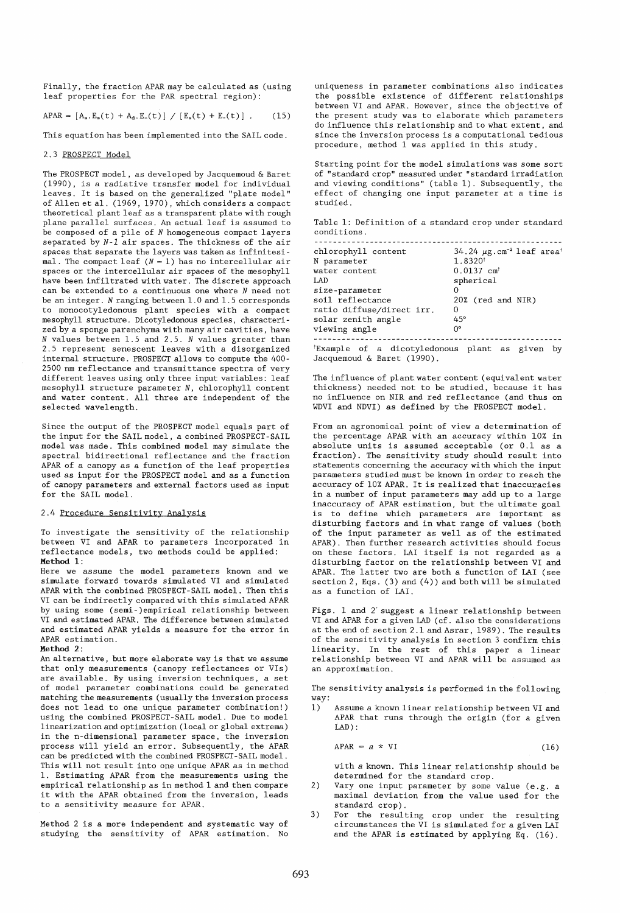Finally, the fraction APAR may be calculated as (using leaf properties for the PAR spectral region):

$$APAR = [A_s . E_s(t) + A_d . E_-(t)] / [E_s(t) + E_-(t)] \quad . \qquad (15)$$

This equation has been implemented into the SAIL code.

### 2.3 PROSPECT Model

The PROSPECT model, as developed by Jacquemoud & Baret (1990), is a radiative transfer model for individual leaves. It is based on the generalized "plate model" of Allen et al. (1969, 1970), which considers a compact theoretical plant leaf as a transparent plate with rough plane parallel surfaces. An actual leaf is assumed to be composed of a pile of $N$ homogeneous compact layers separated by $N$-$1$ air spaces. The thickness of the air spaces that separate the layers was taken as infinitesimal. The compact leaf ($N = 1$) has no intercellular air spaces or the intercellular air spaces of the mesophyll have been infiltrated with water. The discrete approach can be extended to a continuous one where $N$ need not be an integer. $N$ ranging between 1.0 and 1.5 corresponds to monocotyledonous plant species with a compact mesophyll structure. Dicotyledonous species, characterized by a sponge parenchyma with many air cavities, have $N$ values between 1.5 and 2.5. $N$ values greater than 2.5 represent senescent leaves with a disorganized internal structure. PROSPECT allows to compute the 400-2500 nm reflectance and transmittance spectra of very different leaves using only three input variables: leaf mesophyll structure parameter $N$, chlorophyll content and water content. All three are independent of the selected wavelength.

Since the output of the PROSPECT model equals part of the input for the SAIL model, a combined PROSPECT-SAIL model was made. This combined model may simulate the spectral bidirectional reflectance and the fraction APAR of a canopy as a function of the leaf properties used as input for the PROSPECT model and as a function of canopy parameters and external factors used as input for the SAIL model.

### 2.4 Procedure Sensitivity Analysis

To investigate the sensitivity of the relationship between VI and APAR to parameters incorporated in reflectance models, two methods could be applied:

**Method 1**:
Here we assume the model parameters known and we simulate forward towards simulated VI and simulated APAR with the combined PROSPECT-SAIL model. Then this VI can be indirectly compared with this simulated APAR by using some (semi-)empirical relationship between VI and estimated APAR. The difference between simulated and estimated APAR yields a measure for the error in APAR estimation.

**Method 2**:
An alternative, but more elaborate way is that we assume that only measurements (canopy reflectances or VIs) are available. By using inversion techniques, a set of model parameter combinations could be generated matching the measurements (usually the inversion process does not lead to one unique parameter combination!) using the combined PROSPECT-SAIL model. Due to model linearization and optimization (local or global extrema) in the n-dimensional parameter space, the inversion process will yield an error. Subsequently, the APAR can be predicted with the combined PROSPECT-SAIL model. This will not result into one unique APAR as in method 1. Estimating APAR from the measurements using the empirical relationship as in method 1 and then compare it with the APAR obtained from the inversion, leads to a sensitivity measure for APAR.

Method 2 is a more independent and systematic way of studying the sensitivity of APAR estimation. No uniqueness in parameter combinations also indicates the possible existence of different relationships between VI and APAR. However, since the objective of the present study was to elaborate which parameters do influence this relationship and to what extent, and since the inversion process is a computational tedious procedure, method 1 was applied in this study.

Starting point for the model simulations was some sort of "standard crop" measured under "standard irradiation and viewing conditions" (table 1). Subsequently, the effect of changing one input parameter at a time is studied.

Table 1: Definition of a standard crop under standard conditions.

| | |
|---|---|
| chlorophyll content | 34.24 $\mu g.cm^{-2}$ leaf area[†] |
| N parameter | 1.8320[†] |
| water content | 0.0137 $cm^{†}$ |
| LAD | spherical |
| size-parameter | 0 |
| soil reflectance | 20% (red and NIR) |
| ratio diffuse/direct irr. | 0 |
| solar zenith angle | 45° |
| viewing angle | 0° |

[†]Example of a dicotyledonous plant as given by Jacquemoud & Baret (1990).

The influence of plant water content (equivalent water thickness) needed not to be studied, because it has no influence on NIR and red reflectance (and thus on WDVI and NDVI) as defined by the PROSPECT model.

From an agronomical point of view a determination of the percentage APAR with an accuracy within 10% in absolute units is assumed acceptable (or 0.1 as a fraction). The sensitivity study should result into statements concerning the accuracy with which the input parameters studied must be known in order to reach the accuracy of 10% APAR. It is realized that inaccuracies in a number of input parameters may add up to a large inaccuracy of APAR estimation, but the ultimate goal is to define which parameters are important as disturbing factors and in what range of values (both of the input parameter as well as of the estimated APAR). Then further research activities should focus on these factors. LAI itself is not regarded as a disturbing factor on the relationship between VI and APAR. The latter two are both a function of LAI (see section 2, Eqs. (3) and (4)) and both will be simulated as a function of LAI.

Figs. 1 and 2 suggest a linear relationship between VI and APAR for a given LAD (cf. also the considerations at the end of section 2.1 and Asrar, 1989). The results of the sensitivity analysis in section 3 confirm this linearity. In the rest of this paper a linear relationship between VI and APAR will be assumed as an approximation.

The sensitivity analysis is performed in the following way:

1) Assume a known linear relationship between VI and APAR that runs through the origin (for a given LAD):

$$APAR = a * VI \qquad (16)$$

   with $a$ known. This linear relationship should be determined for the standard crop.

2) Vary one input parameter by some value (e.g. a maximal deviation from the value used for the standard crop).

3) For the resulting crop under the resulting circumstances the VI is simulated for a given LAI and the APAR is estimated by applying Eq. (16).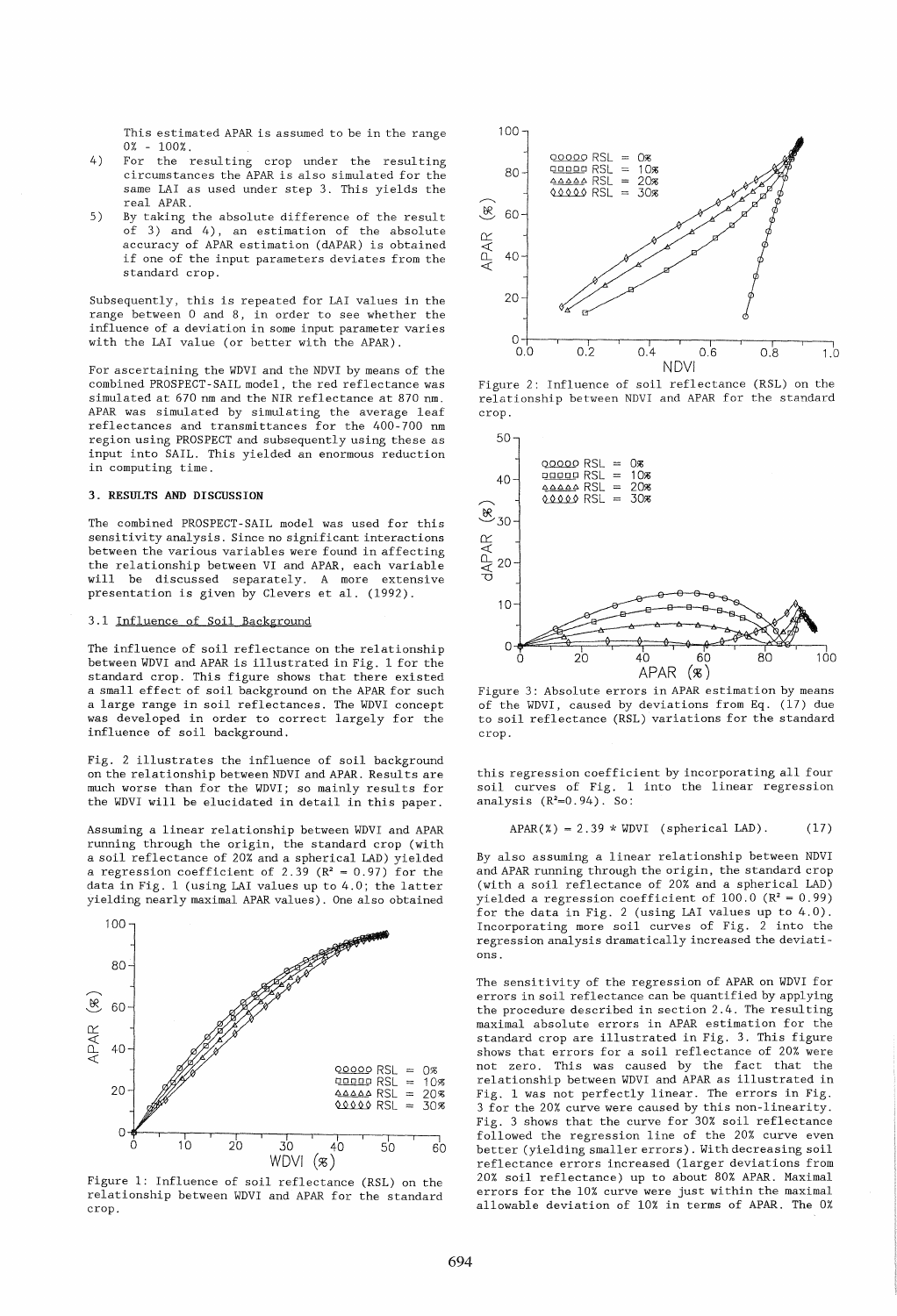This estimated APAR is assumed to be in the range 0% - 100%.

4) For the resulting crop under the resulting circumstances the APAR is also simulated for the same LAI as used under step 3. This yields the real APAR.
5) By taking the absolute difference of the result of 3) and 4), an estimation of the absolute accuracy of APAR estimation (dAPAR) is obtained if one of the input parameters deviates from the standard crop.

Subsequently, this is repeated for LAI values in the range between 0 and 8, in order to see whether the influence of a deviation in some input parameter varies with the LAI value (or better with the APAR).

For ascertaining the WDVI and the NDVI by means of the combined PROSPECT-SAIL model, the red reflectance was simulated at 670 nm and the NIR reflectance at 870 nm. APAR was simulated by simulating the average leaf reflectances and transmittances for the 400-700 nm region using PROSPECT and subsequently using these as input into SAIL. This yielded an enormous reduction in computing time.

## 3. RESULTS AND DISCUSSION

The combined PROSPECT-SAIL model was used for this sensitivity analysis. Since no significant interactions between the various variables were found in affecting the relationship between VI and APAR, each variable will be discussed separately. A more extensive presentation is given by Clevers et al. (1992).

### 3.1 Influence of Soil Background

The influence of soil reflectance on the relationship between WDVI and APAR is illustrated in Fig. 1 for the standard crop. This figure shows that there existed a small effect of soil background on the APAR for such a large range in soil reflectances. The WDVI concept was developed in order to correct largely for the influence of soil background.

Fig. 2 illustrates the influence of soil background on the relationship between NDVI and APAR. Results are much worse than for the WDVI; so mainly results for the WDVI will be elucidated in detail in this paper.

Assuming a linear relationship between WDVI and APAR running through the origin, the standard crop (with a soil reflectance of 20% and a spherical LAD) yielded a regression coefficient of 2.39 ($R^2$ = 0.97) for the data in Fig. 1 (using LAI values up to 4.0; the latter yielding nearly maximal APAR values). One also obtained this regression coefficient by incorporating all four soil curves of Fig. 1 into the linear regression analysis ($R^2$=0.94). So:

$$APAR(\%) = 2.39 * WDVI \quad \text{(spherical LAD)}. \qquad (17)$$

Figure 1: Influence of soil reflectance (RSL) on the relationship between WDVI and APAR for the standard crop.

Figure 2: Influence of soil reflectance (RSL) on the relationship between NDVI and APAR for the standard crop.

Figure 3: Absolute errors in APAR estimation by means of the WDVI, caused by deviations from Eq. (17) due to soil reflectance (RSL) variations for the standard crop.

By also assuming a linear relationship between NDVI and APAR running through the origin, the standard crop (with a soil reflectance of 20% and a spherical LAD) yielded a regression coefficient of 100.0 ($R^2$ = 0.99) for the data in Fig. 2 (using LAI values up to 4.0). Incorporating more soil curves of Fig. 2 into the regression analysis dramatically increased the deviations.

The sensitivity of the regression of APAR on WDVI for errors in soil reflectance can be quantified by applying the procedure described in section 2.4. The resulting maximal absolute errors in APAR estimation for the standard crop are illustrated in Fig. 3. This figure shows that errors for a soil reflectance of 20% were not zero. This was caused by the fact that the relationship between WDVI and APAR as illustrated in Fig. 1 was not perfectly linear. The errors in Fig. 3 for the 20% curve were caused by this non-linearity. Fig. 3 shows that the curve for 30% soil reflectance followed the regression line of the 20% curve even better (yielding smaller errors). With decreasing soil reflectance errors increased (larger deviations from 20% soil reflectance) up to about 80% APAR. Maximal errors for the 10% curve were just within the maximal allowable deviation of 10% in terms of APAR. The 0%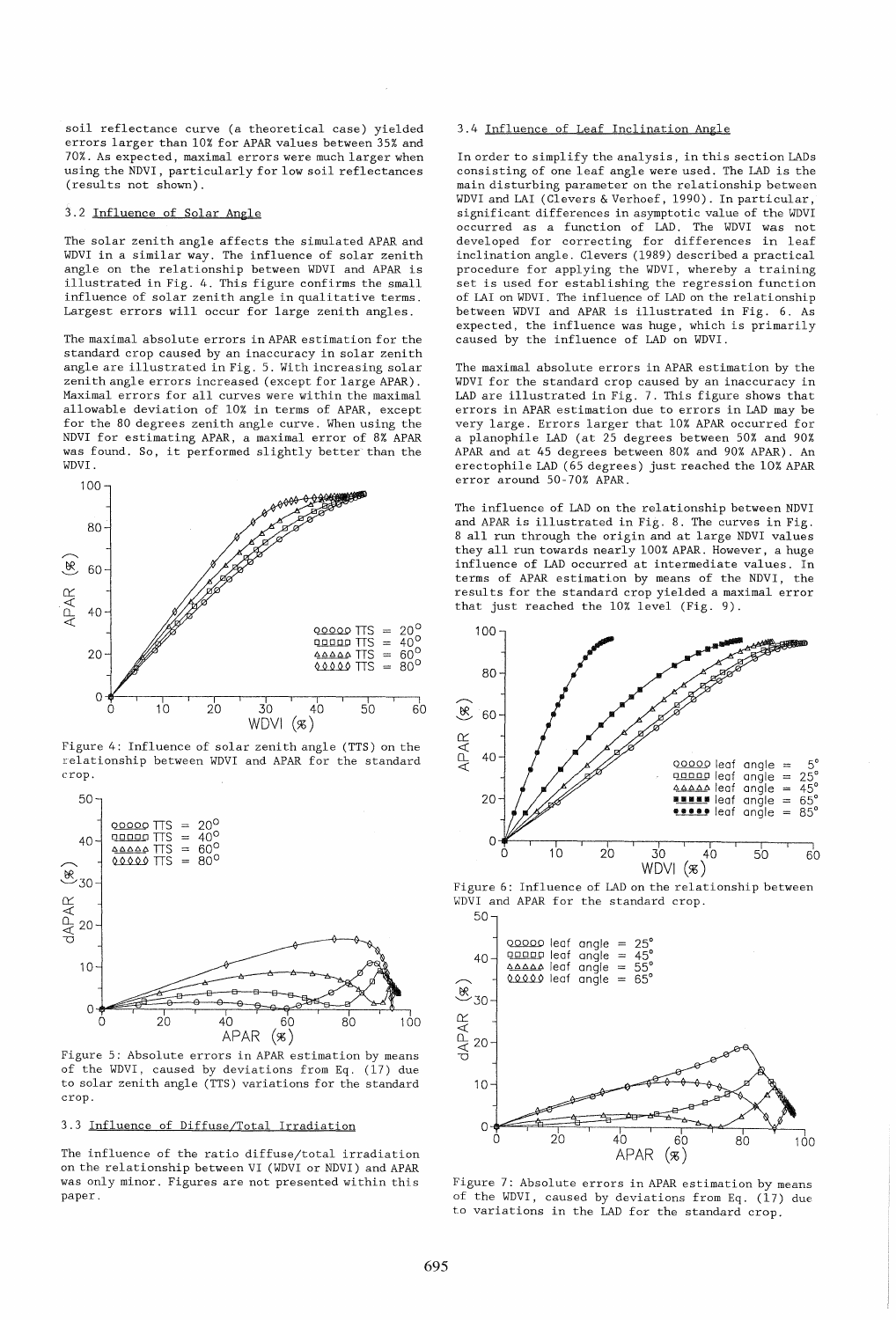soil reflectance curve (a theoretical case) yielded errors larger than 10% for APAR values between 35% and 70%. As expected, maximal errors were much larger when using the NDVI, particularly for low soil reflectances (results not shown).

### 3.2 Influence of Solar Angle

The solar zenith angle affects the simulated APAR and WDVI in a similar way. The influence of solar zenith angle on the relationship between WDVI and APAR is illustrated in Fig. 4. This figure confirms the small influence of solar zenith angle in qualitative terms. Largest errors will occur for large zenith angles.

The maximal absolute errors in APAR estimation for the standard crop caused by an inaccuracy in solar zenith angle are illustrated in Fig. 5. With increasing solar zenith angle errors increased (except for large APAR). Maximal errors for all curves were within the maximal allowable deviation of 10% in terms of APAR, except for the 80 degrees zenith angle curve. When using the NDVI for estimating APAR, a maximal error of 8% APAR was found. So, it performed slightly better than the WDVI.

Figure 4: Influence of solar zenith angle (TTS) on the relationship between WDVI and APAR for the standard crop.

Figure 5: Absolute errors in APAR estimation by means of the WDVI, caused by deviations from Eq. (17) due to solar zenith angle (TTS) variations for the standard crop.

### 3.3 Influence of Diffuse/Total Irradiation

The influence of the ratio diffuse/total irradiation on the relationship between VI (WDVI or NDVI) and APAR was only minor. Figures are not presented within this paper.

### 3.4 Influence of Leaf Inclination Angle

In order to simplify the analysis, in this section LADs consisting of one leaf angle were used. The LAD is the main disturbing parameter on the relationship between WDVI and LAI (Clevers & Verhoef, 1990). In particular, significant differences in asymptotic value of the WDVI occurred as a function of LAD. The WDVI was not developed for correcting for differences in leaf inclination angle. Clevers (1989) described a practical procedure for applying the WDVI, whereby a training set is used for establishing the regression function of LAI on WDVI. The influence of LAD on the relationship between WDVI and APAR is illustrated in Fig. 6. As expected, the influence was huge, which is primarily caused by the influence of LAD on WDVI.

The maximal absolute errors in APAR estimation by the WDVI for the standard crop caused by an inaccuracy in LAD are illustrated in Fig. 7. This figure shows that errors in APAR estimation due to errors in LAD may be very large. Errors larger that 10% APAR occurred for a planophile LAD (at 25 degrees between 50% and 90% APAR and at 45 degrees between 80% and 90% APAR). An erectophile LAD (65 degrees) just reached the 10% APAR error around 50-70% APAR.

The influence of LAD on the relationship between NDVI and APAR is illustrated in Fig. 8. The curves in Fig. 8 all run through the origin and at large NDVI values they all run towards nearly 100% APAR. However, a huge influence of LAD occurred at intermediate values. In terms of APAR estimation by means of the NDVI, the results for the standard crop yielded a maximal error that just reached the 10% level (Fig. 9).

Figure 6: Influence of LAD on the relationship between WDVI and APAR for the standard crop.

Figure 7: Absolute errors in APAR estimation by means of the WDVI, caused by deviations from Eq. (17) due to variations in the LAD for the standard crop.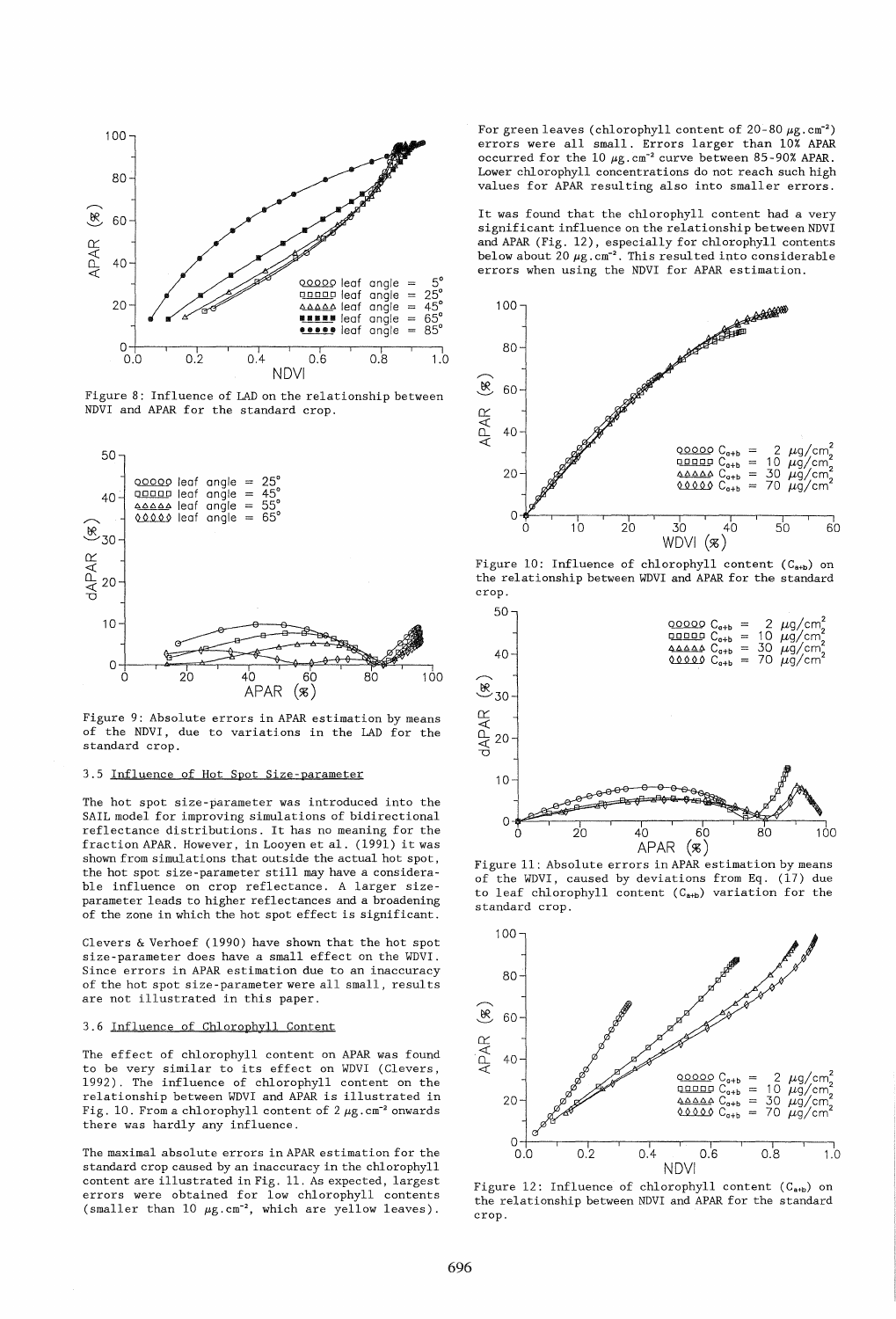Figure 8: Influence of LAD on the relationship between NDVI and APAR for the standard crop.

Figure 9: Absolute errors in APAR estimation by means of the NDVI, due to variations in the LAD for the standard crop.

### 3.5 Influence of Hot Spot Size-parameter

The hot spot size-parameter was introduced into the SAIL model for improving simulations of bidirectional reflectance distributions. It has no meaning for the fraction APAR. However, in Looyen et al. (1991) it was shown from simulations that outside the actual hot spot, the hot spot size-parameter still may have a considerable influence on crop reflectance. A larger size-parameter leads to higher reflectances and a broadening of the zone in which the hot spot effect is significant.

Clevers & Verhoef (1990) have shown that the hot spot size-parameter does have a small effect on the WDVI. Since errors in APAR estimation due to an inaccuracy of the hot spot size-parameter were all small, results are not illustrated in this paper.

### 3.6 Influence of Chlorophyll Content

The effect of chlorophyll content on APAR was found to be very similar to its effect on WDVI (Clevers, 1992). The influence of chlorophyll content on the relationship between WDVI and APAR is illustrated in Fig. 10. From a chlorophyll content of 2 $\mu g.cm^{-2}$ onwards there was hardly any influence.

The maximal absolute errors in APAR estimation for the standard crop caused by an inaccuracy in the chlorophyll content are illustrated in Fig. 11. As expected, largest errors were obtained for low chlorophyll contents (smaller than 10 $\mu g.cm^{-2}$, which are yellow leaves). For green leaves (chlorophyll content of 20-80 $\mu g.cm^{-2}$) errors were all small. Errors larger than 10% APAR occurred for the 10 $\mu g.cm^{-2}$ curve between 85-90% APAR. Lower chlorophyll concentrations do not reach such high values for APAR resulting also into smaller errors.

It was found that the chlorophyll content had a very significant influence on the relationship between NDVI and APAR (Fig. 12), especially for chlorophyll contents below about 20 $\mu g.cm^{-2}$. This resulted into considerable errors when using the NDVI for APAR estimation.

Figure 10: Influence of chlorophyll content ($C_{a+b}$) on the relationship between WDVI and APAR for the standard crop.

Figure 11: Absolute errors in APAR estimation by means of the WDVI, caused by deviations from Eq. (17) due to leaf chlorophyll content ($C_{a+b}$) variation for the standard crop.

Figure 12: Influence of chlorophyll content ($C_{a+b}$) on the relationship between NDVI and APAR for the standard crop.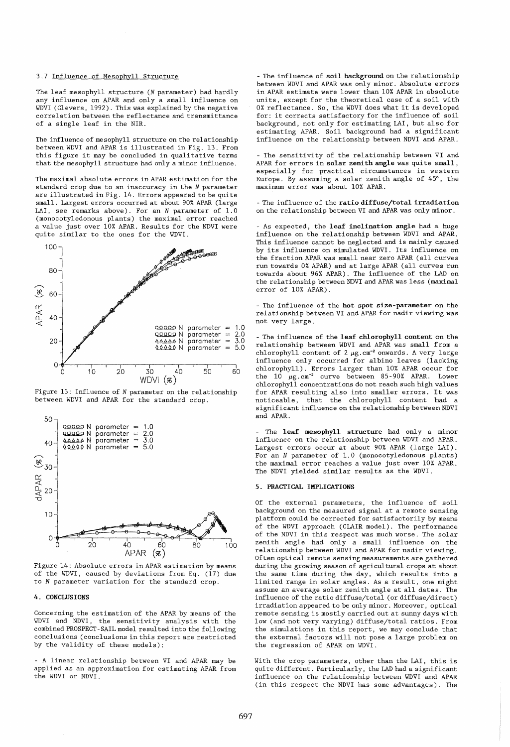### 3.7 Influence of Mesophyll Structure

The leaf mesophyll structure (*N* parameter) had hardly any influence on APAR and only a small influence on WDVI (Clevers, 1992). This was explained by the negative correlation between the reflectance and transmittance of a single leaf in the NIR.

The influence of mesophyll structure on the relationship between WDVI and APAR is illustrated in Fig. 13. From this figure it may be concluded in qualitative terms that the mesophyll structure had only a minor influence.

The maximal absolute errors in APAR estimation for the standard crop due to an inaccuracy in the *N* parameter are illustrated in Fig. 14. Errors appeared to be quite small. Largest errors occurred at about 90% APAR (large LAI, see remarks above). For an *N* parameter of 1.0 (monocotyledonous plants) the maximal error reached a value just over 10% APAR. Results for the NDVI were quite similar to the ones for the WDVI.

Figure 13: Influence of *N* parameter on the relationship between WDVI and APAR for the standard crop.

Figure 14: Absolute errors in APAR estimation by means of the WDVI, caused by deviations from Eq. (17) due to *N* parameter variation for the standard crop.

## 4. CONCLUSIONS

Concerning the estimation of the APAR by means of the WDVI and NDVI, the sensitivity analysis with the combined PROSPECT-SAIL model resulted into the following conclusions (conclusions in this report are restricted by the validity of these models):

- A linear relationship between VI and APAR may be applied as an approximation for estimating APAR from the WDVI or NDVI.

- The influence of **soil background** on the relationship between WDVI and APAR was only minor. Absolute errors in APAR estimate were lower than 10% APAR in absolute units, except for the theoretical case of a soil with 0% reflectance. So, the WDVI does what it is developed for: it corrects satisfactory for the influence of soil background, not only for estimating LAI, but also for estimating APAR. Soil background had a significant influence on the relationship between NDVI and APAR.

- The sensitivity of the relationship between VI and APAR for errors in **solar zenith angle** was quite small, especially for practical circumstances in western Europe. By assuming a solar zenith angle of 45°, the maximum error was about 10% APAR.

- The influence of the **ratio diffuse/total irradiation** on the relationship between VI and APAR was only minor.

- As expected, the **leaf inclination angle** had a huge influence on the relationship between WDVI and APAR. This influence cannot be neglected and is mainly caused by its influence on simulated WDVI. Its influence on the fraction APAR was small near zero APAR (all curves run towards 0% APAR) and at large APAR (all curves run towards about 96% APAR). The influence of the LAD on the relationship between NDVI and APAR was less (maximal error of 10% APAR).

- The influence of the **hot spot size-parameter** on the relationship between VI and APAR for nadir viewing was not very large.

- The influence of the **leaf chlorophyll content** on the relationship between WDVI and APAR was small from a chlorophyll content of 2 $\mu g.cm^{-2}$ onwards. A very large influence only occurred for albino leaves (lacking chlorophyll). Errors larger than 10% APAR occur for the 10 $\mu g.cm^{-2}$ curve between 85-90% APAR. Lower chlorophyll concentrations do not reach such high values for APAR resulting also into smaller errors. It was noticeable, that the chlorophyll content had a significant influence on the relationship between NDVI and APAR.

- The **leaf mesophyll structure** had only a minor influence on the relationship between WDVI and APAR. Largest errors occur at about 90% APAR (large LAI). For an *N* parameter of 1.0 (monocotyledonous plants) the maximal error reaches a value just over 10% APAR. The NDVI yielded similar results as the WDVI.

## 5. PRACTICAL IMPLICATIONS

Of the external parameters, the influence of soil background on the measured signal at a remote sensing platform could be corrected for satisfactorily by means of the WDVI approach (CLAIR model). The performance of the NDVI in this respect was much worse. The solar zenith angle had only a small influence on the relationship between WDVI and APAR for nadir viewing. Often optical remote sensing measurements are gathered during the growing season of agricultural crops at about the same time during the day, which results into a limited range in solar angles. As a result, one might assume an average solar zenith angle at all dates. The influence of the ratio diffuse/total (or diffuse/direct) irradiation appeared to be only minor. Moreover, optical remote sensing is mostly carried out at sunny days with low (and not very varying) diffuse/total ratios. From the simulations in this report, we may conclude that the external factors will not pose a large problem on the regression of APAR on WDVI.

With the crop parameters, other than the LAI, this is quite different. Particularly, the LAD had a significant influence on the relationship between WDVI and APAR (in this respect the NDVI has some advantages). The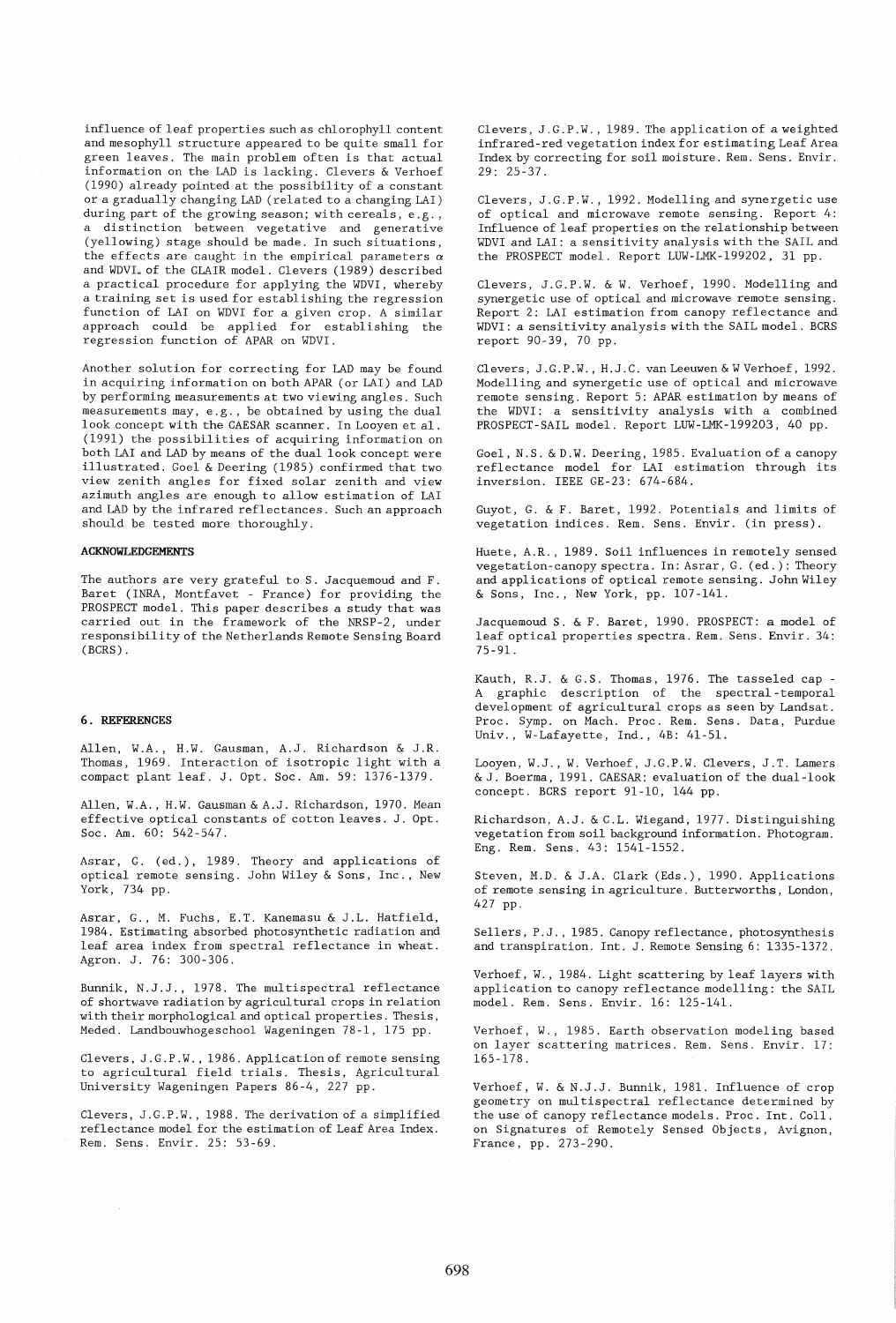influence of leaf properties such as chlorophyll content and mesophyll structure appeared to be quite small for green leaves. The main problem often is that actual information on the LAD is lacking. Clevers & Verhoef (1990) already pointed at the possibility of a constant or a gradually changing LAD (related to a changing LAI) during part of the growing season; with cereals, e.g., a distinction between vegetative and generative (yellowing) stage should be made. In such situations, the effects are caught in the empirical parameters $\alpha$ and $WDVI_\infty$ of the CLAIR model. Clevers (1989) described a practical procedure for applying the WDVI, whereby a training set is used for establishing the regression function of LAI on WDVI for a given crop. A similar approach could be applied for establishing the regression function of APAR on WDVI.

Another solution for correcting for LAD may be found in acquiring information on both APAR (or LAI) and LAD by performing measurements at two viewing angles. Such measurements may, e.g., be obtained by using the dual look concept with the CAESAR scanner. In Looyen et al. (1991) the possibilities of acquiring information on both LAI and LAD by means of the dual look concept were illustrated. Goel & Deering (1985) confirmed that two view zenith angles for fixed solar zenith and view azimuth angles are enough to allow estimation of LAI and LAD by the infrared reflectances. Such an approach should be tested more thoroughly.

**ACKNOWLEDGEMENTS**

The authors are very grateful to S. Jacquemoud and F. Baret (INRA, Montfavet - France) for providing the PROSPECT model. This paper describes a study that was carried out in the framework of the NRSP-2, under responsibility of the Netherlands Remote Sensing Board (BCRS).

## 6. REFERENCES

Allen, W.A., H.W. Gausman, A.J. Richardson & J.R. Thomas, 1969. Interaction of isotropic light with a compact plant leaf. J. Opt. Soc. Am. 59: 1376-1379.

Allen, W.A., H.W. Gausman & A.J. Richardson, 1970. Mean effective optical constants of cotton leaves. J. Opt. Soc. Am. 60: 542-547.

Asrar, G. (ed.), 1989. Theory and applications of optical remote sensing. John Wiley & Sons, Inc., New York, 734 pp.

Asrar, G., M. Fuchs, E.T. Kanemasu & J.L. Hatfield, 1984. Estimating absorbed photosynthetic radiation and leaf area index from spectral reflectance in wheat. Agron. J. 76: 300-306.

Bunnik, N.J.J., 1978. The multispectral reflectance of shortwave radiation by agricultural crops in relation with their morphological and optical properties. Thesis, Meded. Landbouwhogeschool Wageningen 78-1, 175 pp.

Clevers, J.G.P.W., 1986. Application of remote sensing to agricultural field trials. Thesis, Agricultural University Wageningen Papers 86-4, 227 pp.

Clevers, J.G.P.W., 1988. The derivation of a simplified reflectance model for the estimation of Leaf Area Index. Rem. Sens. Envir. 25: 53-69.

Clevers, J.G.P.W., 1989. The application of a weighted infrared-red vegetation index for estimating Leaf Area Index by correcting for soil moisture. Rem. Sens. Envir. 29: 25-37.

Clevers, J.G.P.W., 1992. Modelling and synergetic use of optical and microwave remote sensing. Report 4: Influence of leaf properties on the relationship between WDVI and LAI: a sensitivity analysis with the SAIL and the PROSPECT model. Report LUW-LMK-199202, 31 pp.

Clevers, J.G.P.W. & W. Verhoef, 1990. Modelling and synergetic use of optical and microwave remote sensing. Report 2: LAI estimation from canopy reflectance and WDVI: a sensitivity analysis with the SAIL model. BCRS report 90-39, 70 pp.

Clevers, J.G.P.W., H.J.C. van Leeuwen & W Verhoef, 1992. Modelling and synergetic use of optical and microwave remote sensing. Report 5: APAR estimation by means of the WDVI: a sensitivity analysis with a combined PROSPECT-SAIL model. Report LUW-LMK-199203, 40 pp.

Goel, N.S. & D.W. Deering, 1985. Evaluation of a canopy reflectance model for LAI estimation through its inversion. IEEE GE-23: 674-684.

Guyot, G. & F. Baret, 1992. Potentials and limits of vegetation indices. Rem. Sens. Envir. (in press).

Huete, A.R., 1989. Soil influences in remotely sensed vegetation-canopy spectra. In: Asrar, G. (ed.): Theory and applications of optical remote sensing. John Wiley & Sons, Inc., New York, pp. 107-141.

Jacquemoud S. & F. Baret, 1990. PROSPECT: a model of leaf optical properties spectra. Rem. Sens. Envir. 34: 75-91.

Kauth, R.J. & G.S. Thomas, 1976. The tasseled cap - A graphic description of the spectral-temporal development of agricultural crops as seen by Landsat. Proc. Symp. on Mach. Proc. Rem. Sens. Data, Purdue Univ., W-Lafayette, Ind., 4B: 41-51.

Looyen, W.J., W. Verhoef, J.G.P.W. Clevers, J.T. Lamers & J. Boerma, 1991. CAESAR: evaluation of the dual-look concept. BCRS report 91-10, 144 pp.

Richardson, A.J. & C.L. Wiegand, 1977. Distinguishing vegetation from soil background information. Photogram. Eng. Rem. Sens. 43: 1541-1552.

Steven, M.D. & J.A. Clark (Eds.), 1990. Applications of remote sensing in agriculture. Butterworths, London, 427 pp.

Sellers, P.J., 1985. Canopy reflectance, photosynthesis and transpiration. Int. J. Remote Sensing 6: 1335-1372.

Verhoef, W., 1984. Light scattering by leaf layers with application to canopy reflectance modelling: the SAIL model. Rem. Sens. Envir. 16: 125-141.

Verhoef, W., 1985. Earth observation modeling based on layer scattering matrices. Rem. Sens. Envir. 17: 165-178.

Verhoef, W. & N.J.J. Bunnik, 1981. Influence of crop geometry on multispectral reflectance determined by the use of canopy reflectance models. Proc. Int. Coll. on Signatures of Remotely Sensed Objects, Avignon, France, pp. 273-290.